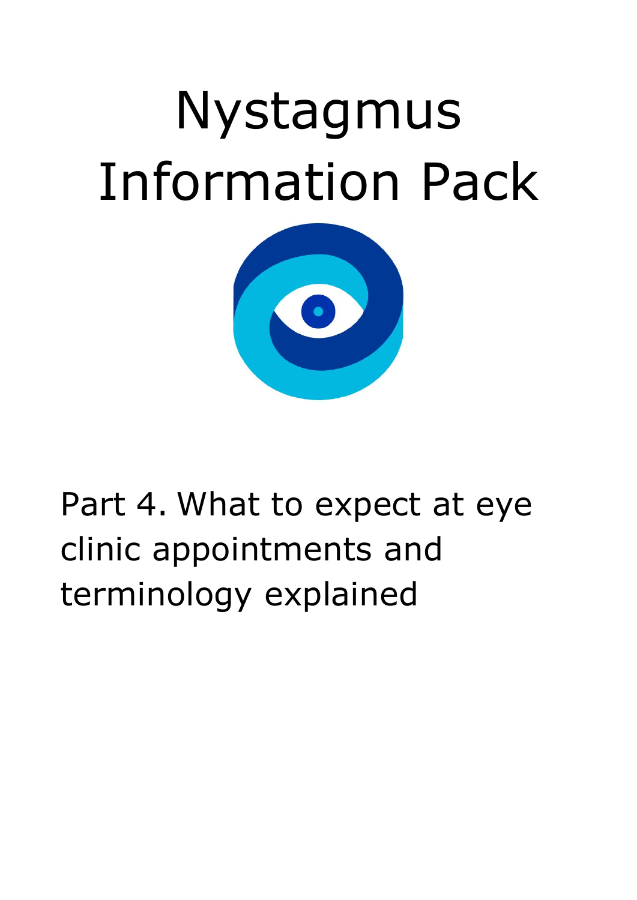# Nystagmus Information Pack

## Part 4. What to expect at eye clinic appointments and terminology explained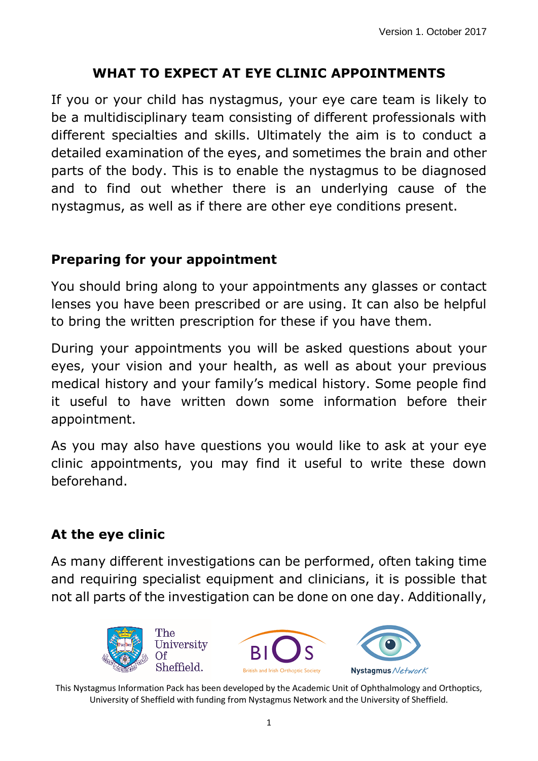# WHAT TO EXPECT AT EYE CLINIC APPOINTMENTS

If you or your child has nystagmus, your eye care team is likely to be a multidisciplinary team consisting of different professionals with different specialties and skills. Ultimately the aim is to conduct a detailed examination of the eyes, and sometimes the brain and other parts of the body. This is to enable the nystagmus to be diagnosed and to find out whether there is an underlying cause of the nystagmus, as well as if there are other eye conditions present.

## Preparing for your appointment

You should bring along to your appointments any glasses or contact lenses you have been prescribed or are using. It can also be helpful to bring the written prescription for these if you have them.

During your appointments you will be asked questions about your eyes, your vision and your health, as well as about your previous medical history and your family's medical history. Some people find it useful to have written down some information before their appointment.

As you may also have questions you would like to ask at your eye clinic appointments, you may find it useful to write these down beforehand.

## At the eye clinic

As many different investigations can be performed, often taking time and requiring specialist equipment and clinicians, it is possible that not all parts of the investigation can be done on one day. Additionally,

This Nystagmus Information Pack has been developed by the Academic Unit of Ophthalmology and Orthoptics, University of Sheffield with funding from Nystagmus Network and the University of Sheffield.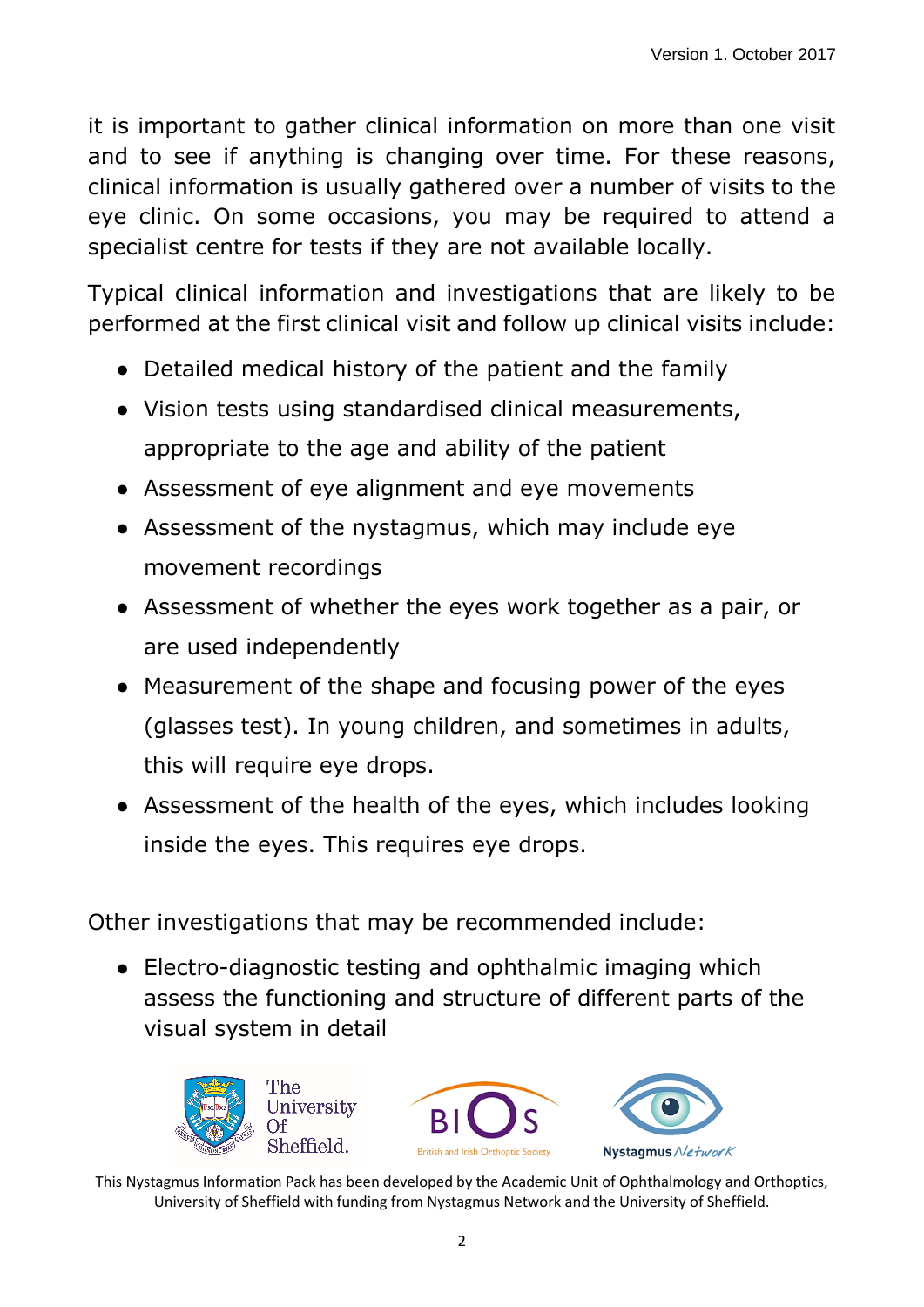it is important to gather clinical information on more than one visit and to see if anything is changing over time. For these reasons, clinical information is usually gathered over a number of visits to the eye clinic. On some occasions, you may be required to attend a specialist centre for tests if they are not available locally.

Typical clinical information and investigations that are likely to be performed at the first clinical visit and follow up clinical visits include:

- Detailed medical history of the patient and the family
- Vision tests using standardised clinical measurements, appropriate to the age and ability of the patient
- Assessment of eye alignment and eye movements
- Assessment of the nystagmus, which may include eye movement recordings
- Assessment of whether the eyes work together as a pair, or are used independently
- Measurement of the shape and focusing power of the eyes (glasses test). In young children, and sometimes in adults, this will require eye drops.
- Assessment of the health of the eyes, which includes looking inside the eyes. This requires eye drops.

Other investigations that may be recommended include:

- Electro-diagnostic testing and ophthalmic imaging which assess the functioning and structure of different parts of the visual system in detail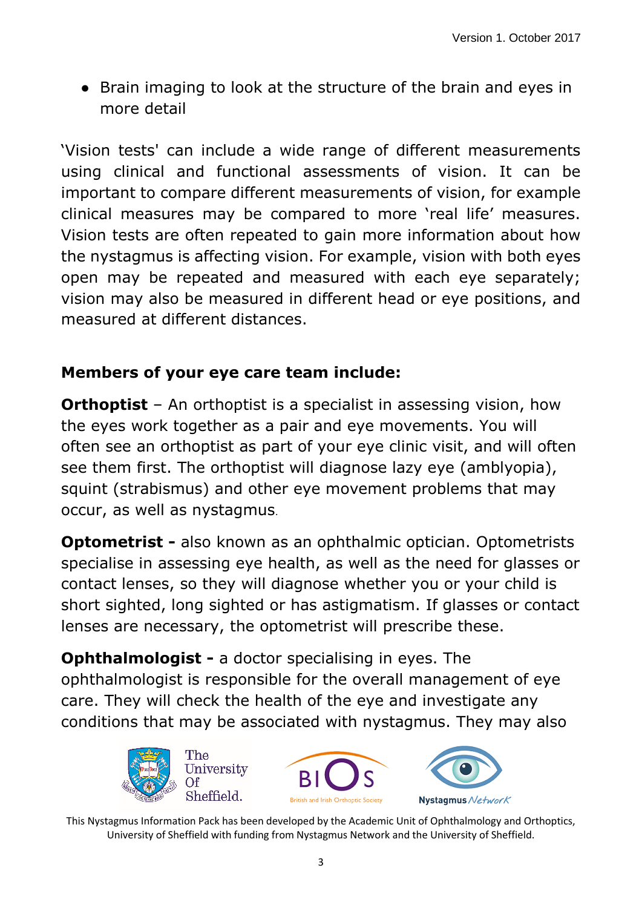- Brain imaging to look at the structure of the brain and eyes in more detail

'Vision tests' can include a wide range of different measurements using clinical and functional assessments of vision. It can be important to compare different measurements of vision, for example clinical measures may be compared to more 'real life' measures. Vision tests are often repeated to gain more information about how the nystagmus is affecting vision. For example, vision with both eyes open may be repeated and measured with each eye separately; vision may also be measured in different head or eye positions, and measured at different distances.

**Members of your eye care team include:**

**Orthoptist** – An orthoptist is a specialist in assessing vision, how the eyes work together as a pair and eye movements. You will often see an orthoptist as part of your eye clinic visit, and will often see them first. The orthoptist will diagnose lazy eye (amblyopia), squint (strabismus) and other eye movement problems that may occur, as well as nystagmus.

**Optometrist -** also known as an ophthalmic optician. Optometrists specialise in assessing eye health, as well as the need for glasses or contact lenses, so they will diagnose whether you or your child is short sighted, long sighted or has astigmatism. If glasses or contact lenses are necessary, the optometrist will prescribe these.

**Ophthalmologist -** a doctor specialising in eyes. The ophthalmologist is responsible for the overall management of eye care. They will check the health of the eye and investigate any conditions that may be associated with nystagmus. They may also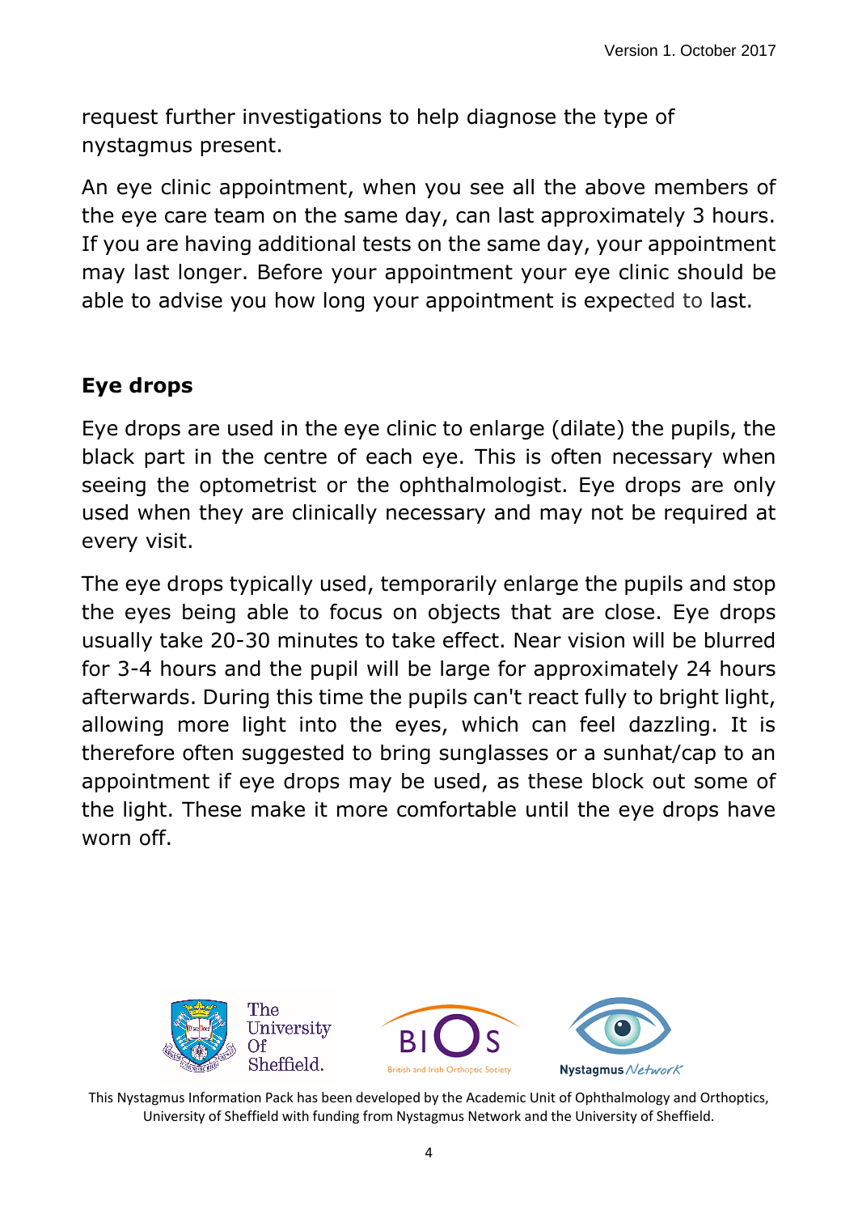request further investigations to help diagnose the type of nystagmus present.

An eye clinic appointment, when you see all the above members of the eye care team on the same day, can last approximately 3 hours. If you are having additional tests on the same day, your appointment may last longer. Before your appointment your eye clinic should be able to advise you how long your appointment is expected to last.

## Eye drops

Eye drops are used in the eye clinic to enlarge (dilate) the pupils, the black part in the centre of each eye. This is often necessary when seeing the optometrist or the ophthalmologist. Eye drops are only used when they are clinically necessary and may not be required at every visit.

The eye drops typically used, temporarily enlarge the pupils and stop the eyes being able to focus on objects that are close. Eye drops usually take 20-30 minutes to take effect. Near vision will be blurred for 3-4 hours and the pupil will be large for approximately 24 hours afterwards. During this time the pupils can't react fully to bright light, allowing more light into the eyes, which can feel dazzling. It is therefore often suggested to bring sunglasses or a sunhat/cap to an appointment if eye drops may be used, as these block out some of the light. These make it more comfortable until the eye drops have worn off.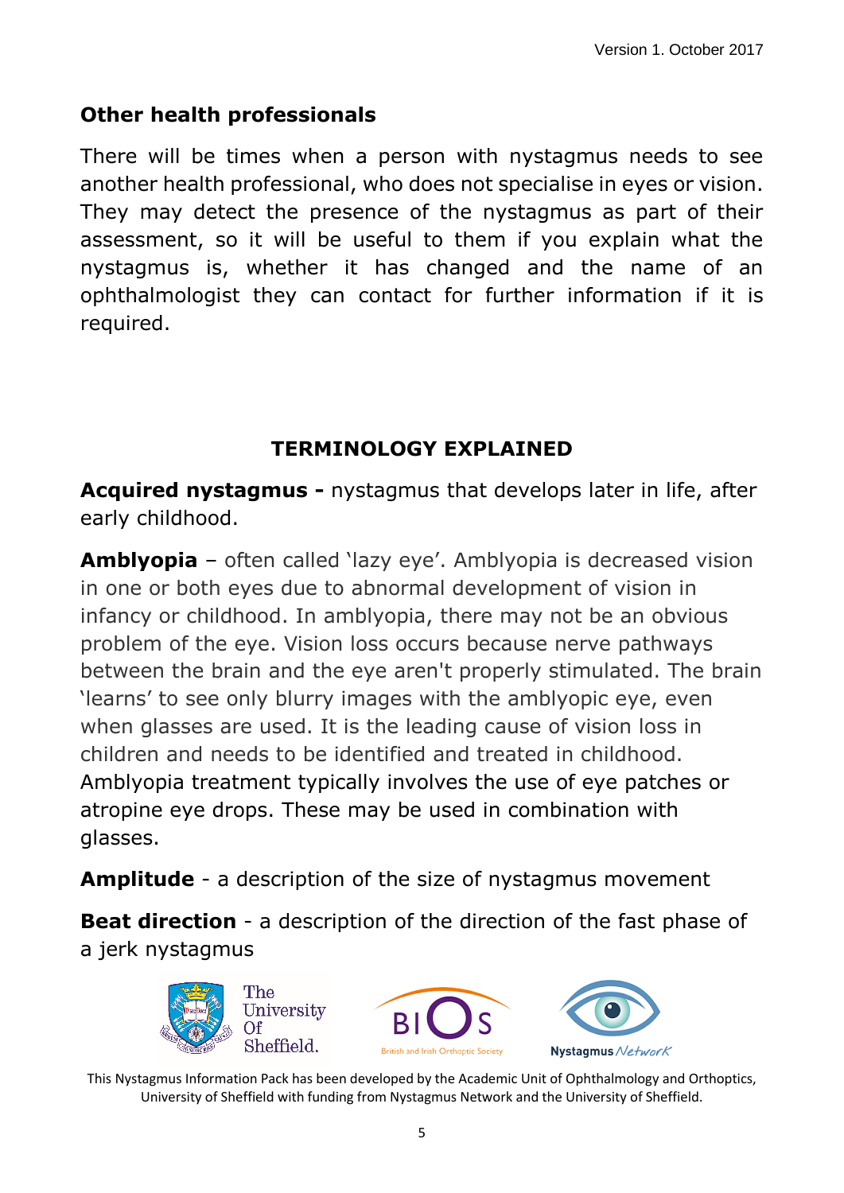## Other health professionals

There will be times when a person with nystagmus needs to see another health professional, who does not specialise in eyes or vision. They may detect the presence of the nystagmus as part of their assessment, so it will be useful to them if you explain what the nystagmus is, whether it has changed and the name of an ophthalmologist they can contact for further information if it is required.

## TERMINOLOGY EXPLAINED

**Acquired nystagmus -** nystagmus that develops later in life, after early childhood.

**Amblyopia** – often called 'lazy eye'. Amblyopia is decreased vision in one or both eyes due to abnormal development of vision in infancy or childhood. In amblyopia, there may not be an obvious problem of the eye. Vision loss occurs because nerve pathways between the brain and the eye aren't properly stimulated. The brain 'learns' to see only blurry images with the amblyopic eye, even when glasses are used. It is the leading cause of vision loss in children and needs to be identified and treated in childhood. Amblyopia treatment typically involves the use of eye patches or atropine eye drops. These may be used in combination with glasses.

**Amplitude** - a description of the size of nystagmus movement

**Beat direction** - a description of the direction of the fast phase of a jerk nystagmus

This Nystagmus Information Pack has been developed by the Academic Unit of Ophthalmology and Orthoptics, University of Sheffield with funding from Nystagmus Network and the University of Sheffield.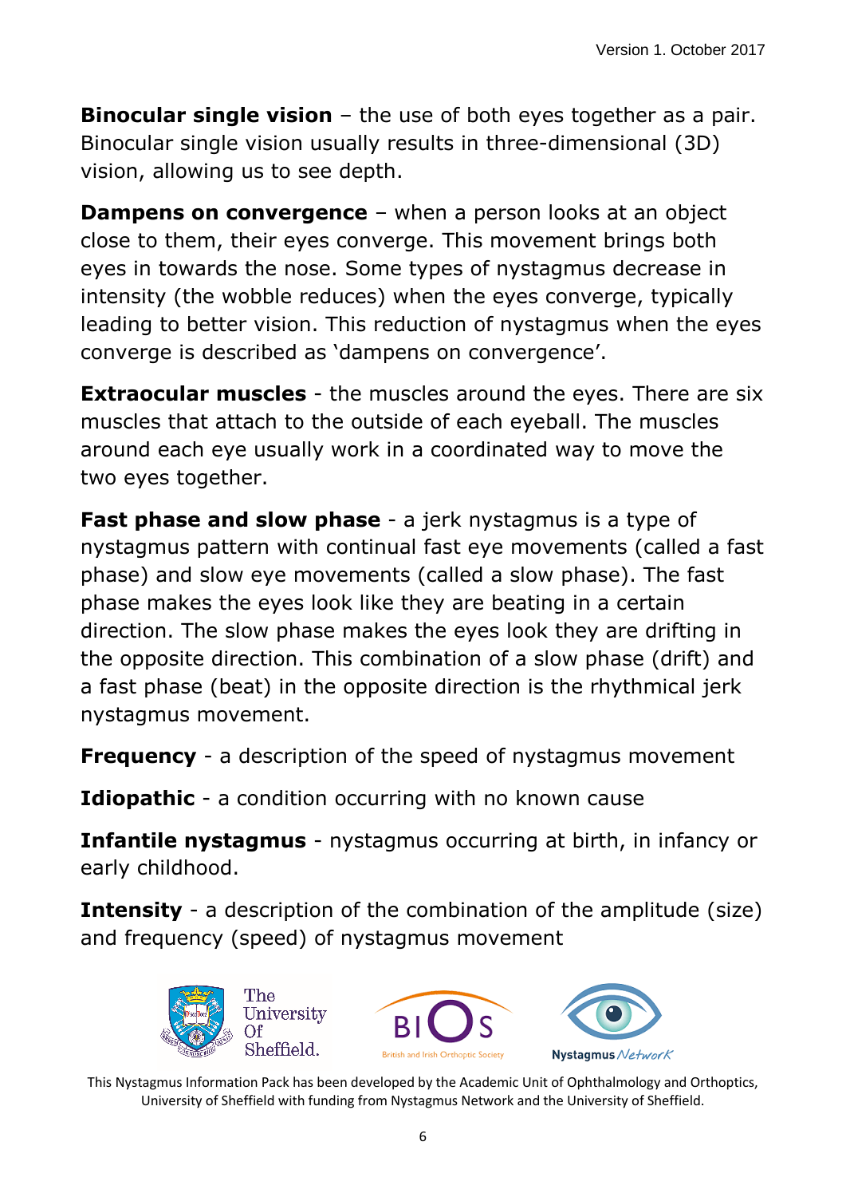**Binocular single vision** – the use of both eyes together as a pair. Binocular single vision usually results in three-dimensional (3D) vision, allowing us to see depth.

**Dampens on convergence** – when a person looks at an object close to them, their eyes converge. This movement brings both eyes in towards the nose. Some types of nystagmus decrease in intensity (the wobble reduces) when the eyes converge, typically leading to better vision. This reduction of nystagmus when the eyes converge is described as 'dampens on convergence'.

**Extraocular muscles** - the muscles around the eyes. There are six muscles that attach to the outside of each eyeball. The muscles around each eye usually work in a coordinated way to move the two eyes together.

**Fast phase and slow phase** - a jerk nystagmus is a type of nystagmus pattern with continual fast eye movements (called a fast phase) and slow eye movements (called a slow phase). The fast phase makes the eyes look like they are beating in a certain direction. The slow phase makes the eyes look they are drifting in the opposite direction. This combination of a slow phase (drift) and a fast phase (beat) in the opposite direction is the rhythmical jerk nystagmus movement.

**Frequency** - a description of the speed of nystagmus movement

**Idiopathic** - a condition occurring with no known cause

**Infantile nystagmus** - nystagmus occurring at birth, in infancy or early childhood.

**Intensity** - a description of the combination of the amplitude (size) and frequency (speed) of nystagmus movement

This Nystagmus Information Pack has been developed by the Academic Unit of Ophthalmology and Orthoptics, University of Sheffield with funding from Nystagmus Network and the University of Sheffield.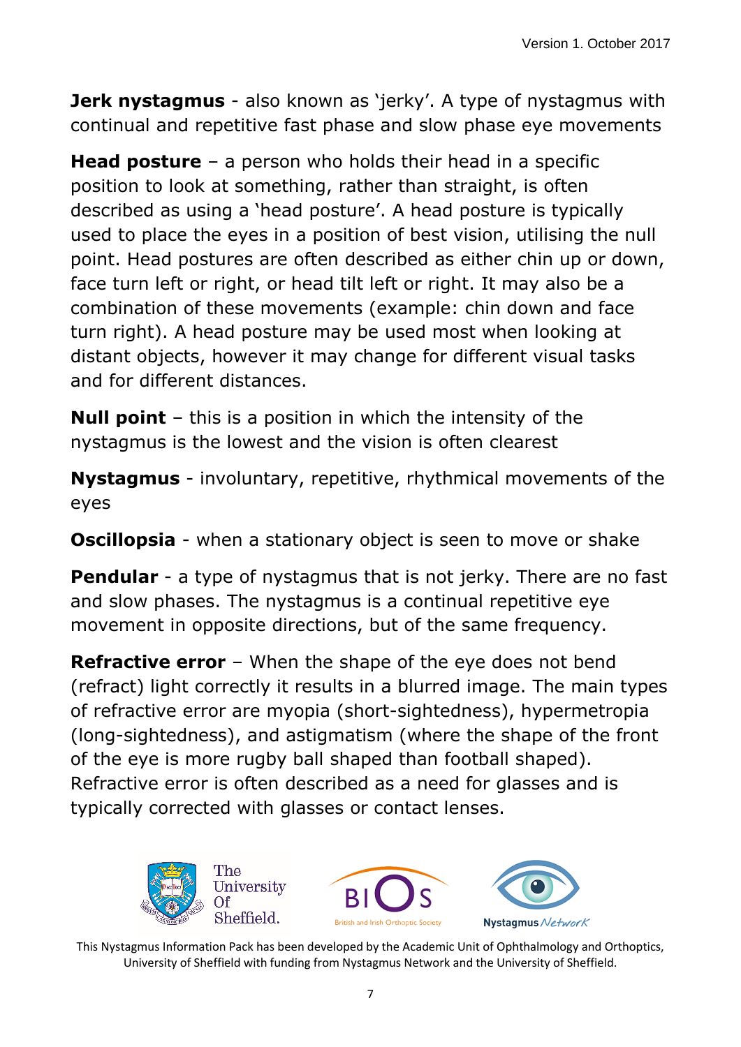**Jerk nystagmus** - also known as 'jerky'. A type of nystagmus with continual and repetitive fast phase and slow phase eye movements

**Head posture** – a person who holds their head in a specific position to look at something, rather than straight, is often described as using a 'head posture'. A head posture is typically used to place the eyes in a position of best vision, utilising the null point. Head postures are often described as either chin up or down, face turn left or right, or head tilt left or right. It may also be a combination of these movements (example: chin down and face turn right). A head posture may be used most when looking at distant objects, however it may change for different visual tasks and for different distances.

**Null point** – this is a position in which the intensity of the nystagmus is the lowest and the vision is often clearest

**Nystagmus** - involuntary, repetitive, rhythmical movements of the eyes

**Oscillopsia** - when a stationary object is seen to move or shake

**Pendular** - a type of nystagmus that is not jerky. There are no fast and slow phases. The nystagmus is a continual repetitive eye movement in opposite directions, but of the same frequency.

**Refractive error** – When the shape of the eye does not bend (refract) light correctly it results in a blurred image. The main types of refractive error are myopia (short-sightedness), hypermetropia (long-sightedness), and astigmatism (where the shape of the front of the eye is more rugby ball shaped than football shaped). Refractive error is often described as a need for glasses and is typically corrected with glasses or contact lenses.

This Nystagmus Information Pack has been developed by the Academic Unit of Ophthalmology and Orthoptics, University of Sheffield with funding from Nystagmus Network and the University of Sheffield.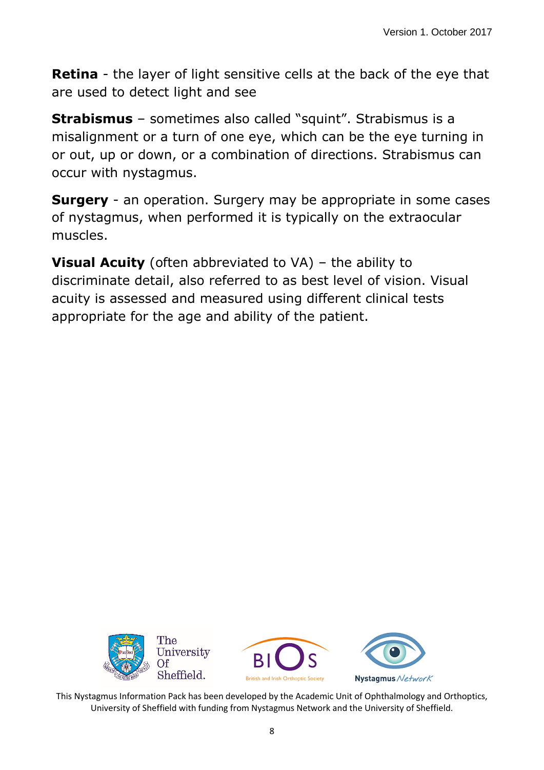**Retina** - the layer of light sensitive cells at the back of the eye that are used to detect light and see

**Strabismus** – sometimes also called "squint". Strabismus is a misalignment or a turn of one eye, which can be the eye turning in or out, up or down, or a combination of directions. Strabismus can occur with nystagmus.

**Surgery** - an operation. Surgery may be appropriate in some cases of nystagmus, when performed it is typically on the extraocular muscles.

**Visual Acuity** (often abbreviated to VA) – the ability to discriminate detail, also referred to as best level of vision. Visual acuity is assessed and measured using different clinical tests appropriate for the age and ability of the patient.

This Nystagmus Information Pack has been developed by the Academic Unit of Ophthalmology and Orthoptics, University of Sheffield with funding from Nystagmus Network and the University of Sheffield.